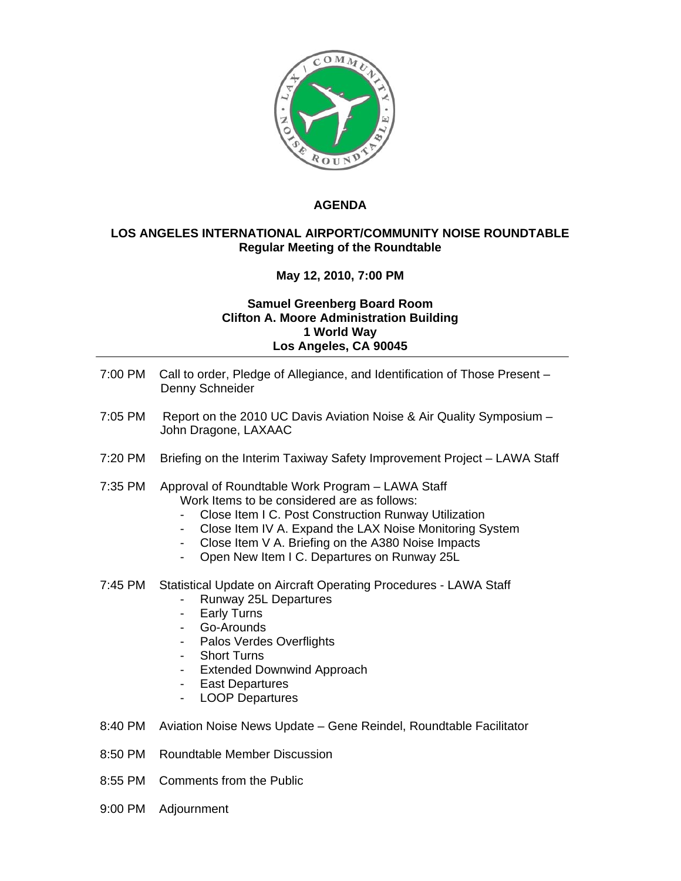# AGENDA

## LOS ANGELES INTERNATIONAL AIRPORT/COMMUNITY NOISE ROUNDTABLE
**Regular Meeting of the Roundtable**

**May 12, 2010, 7:00 PM**

**Samuel Greenberg Board Room**
**Clifton A. Moore Administration Building**
**1 World Way**
**Los Angeles, CA 90045**

---

7:00 PM Call to order, Pledge of Allegiance, and Identification of Those Present – Denny Schneider

7:05 PM Report on the 2010 UC Davis Aviation Noise & Air Quality Symposium – John Dragone, LAXAAC

7:20 PM Briefing on the Interim Taxiway Safety Improvement Project – LAWA Staff

7:35 PM Approval of Roundtable Work Program – LAWA Staff
Work Items to be considered are as follows:
- Close Item I C. Post Construction Runway Utilization
- Close Item IV A. Expand the LAX Noise Monitoring System
- Close Item V A. Briefing on the A380 Noise Impacts
- Open New Item I C. Departures on Runway 25L

7:45 PM Statistical Update on Aircraft Operating Procedures - LAWA Staff
- Runway 25L Departures
- Early Turns
- Go-Arounds
- Palos Verdes Overflights
- Short Turns
- Extended Downwind Approach
- East Departures
- LOOP Departures

8:40 PM Aviation Noise News Update – Gene Reindel, Roundtable Facilitator

8:50 PM Roundtable Member Discussion

8:55 PM Comments from the Public

9:00 PM Adjournment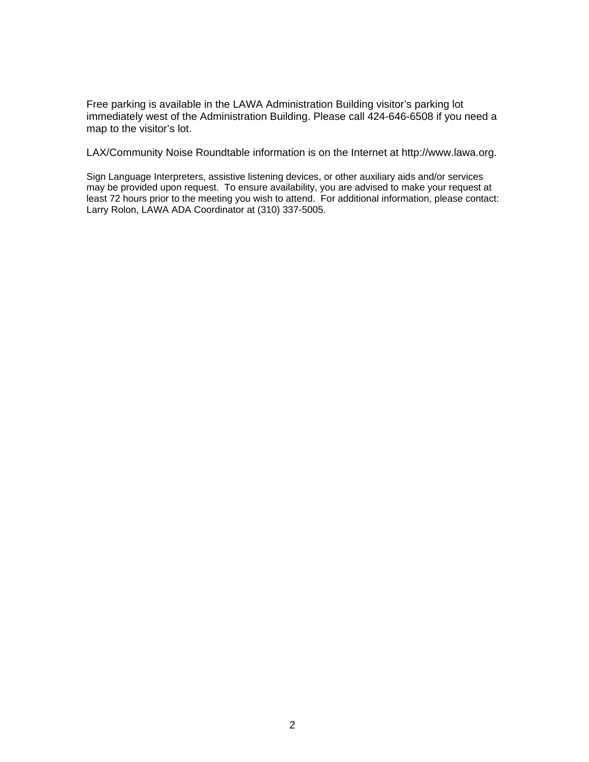Free parking is available in the LAWA Administration Building visitor's parking lot immediately west of the Administration Building. Please call 424-646-6508 if you need a map to the visitor's lot.

LAX/Community Noise Roundtable information is on the Internet at http://www.lawa.org.

Sign Language Interpreters, assistive listening devices, or other auxiliary aids and/or services may be provided upon request. To ensure availability, you are advised to make your request at least 72 hours prior to the meeting you wish to attend. For additional information, please contact: Larry Rolon, LAWA ADA Coordinator at (310) 337-5005.